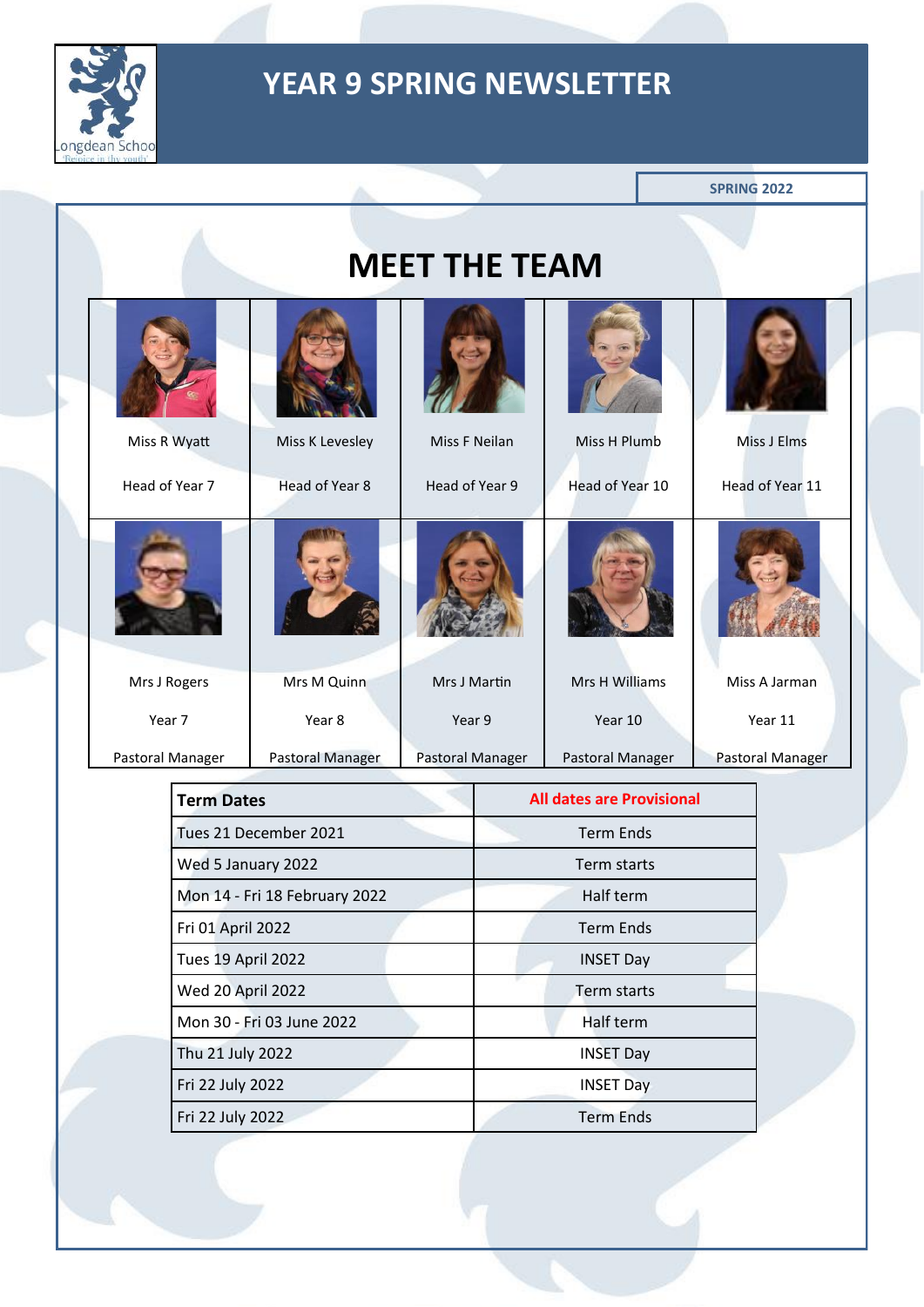# YEAR 9 SPRING NEWSLETTER

Longdean School

SPRING 2022

## MEET THE TEAM

| Miss R Wyatt | Miss K Levesley | Miss F Neilan | Miss H Plumb | Miss J Elms |
|---|---|---|---|---|
| Head of Year 7 | Head of Year 8 | Head of Year 9 | Head of Year 10 | Head of Year 11 |
| Mrs J Rogers | Mrs M Quinn | Mrs J Martin | Mrs H Williams | Miss A Jarman |
| Year 7 | Year 8 | Year 9 | Year 10 | Year 11 |
| Pastoral Manager | Pastoral Manager | Pastoral Manager | Pastoral Manager | Pastoral Manager |

| **Term Dates** | **All dates are Provisional** |
|---|---|
| Tues 21 December 2021 | Term Ends |
| Wed 5 January 2022 | Term starts |
| Mon 14 - Fri 18 February 2022 | Half term |
| Fri 01 April 2022 | Term Ends |
| Tues 19 April 2022 | INSET Day |
| Wed 20 April 2022 | Term starts |
| Mon 30 - Fri 03 June 2022 | Half term |
| Thu 21 July 2022 | INSET Day |
| Fri 22 July 2022 | INSET Day |
| Fri 22 July 2022 | Term Ends |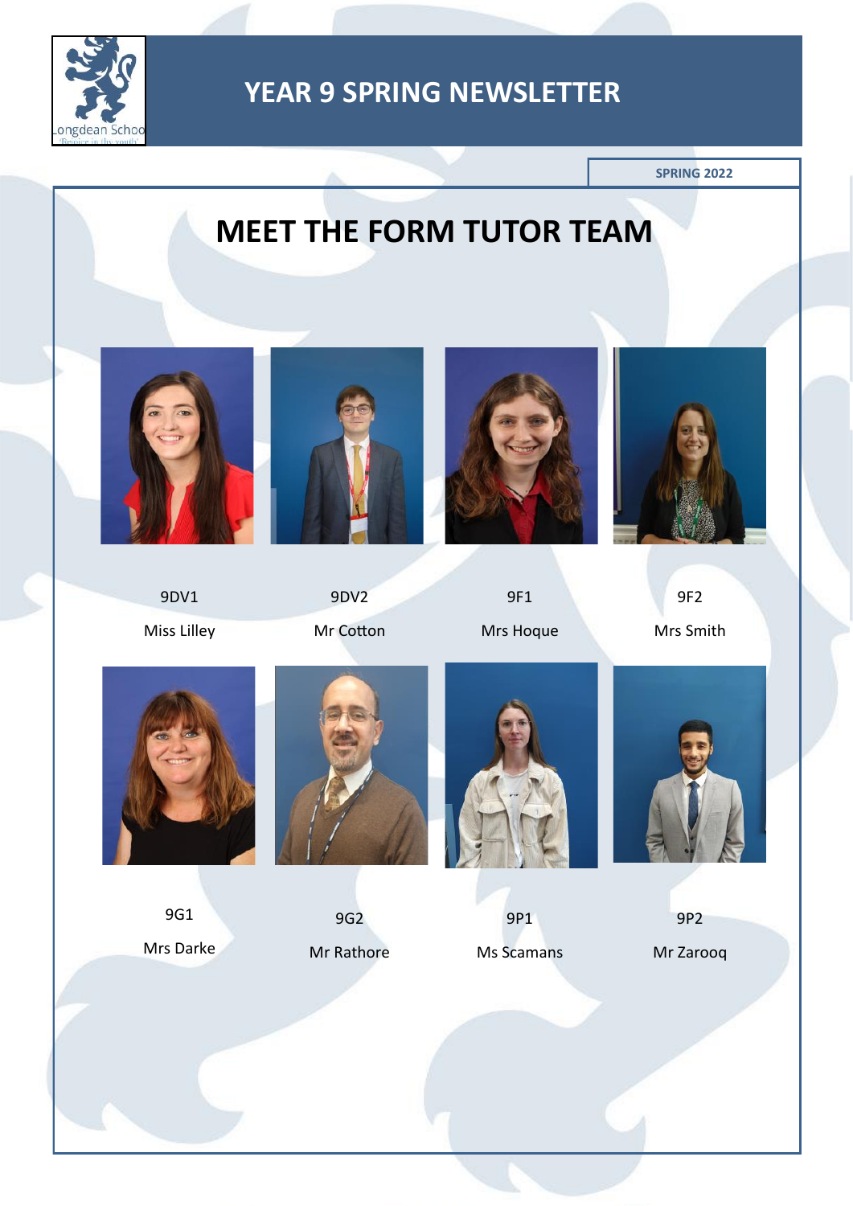# YEAR 9 SPRING NEWSLETTER

SPRING 2022

## MEET THE FORM TUTOR TEAM

9DV1

Miss Lilley

9DV2

Mr Cotton

9F1

Mrs Hoque

9F2

Mrs Smith

9G1

Mrs Darke

9G2

Mr Rathore

9P1

Ms Scamans

9P2

Mr Zarooq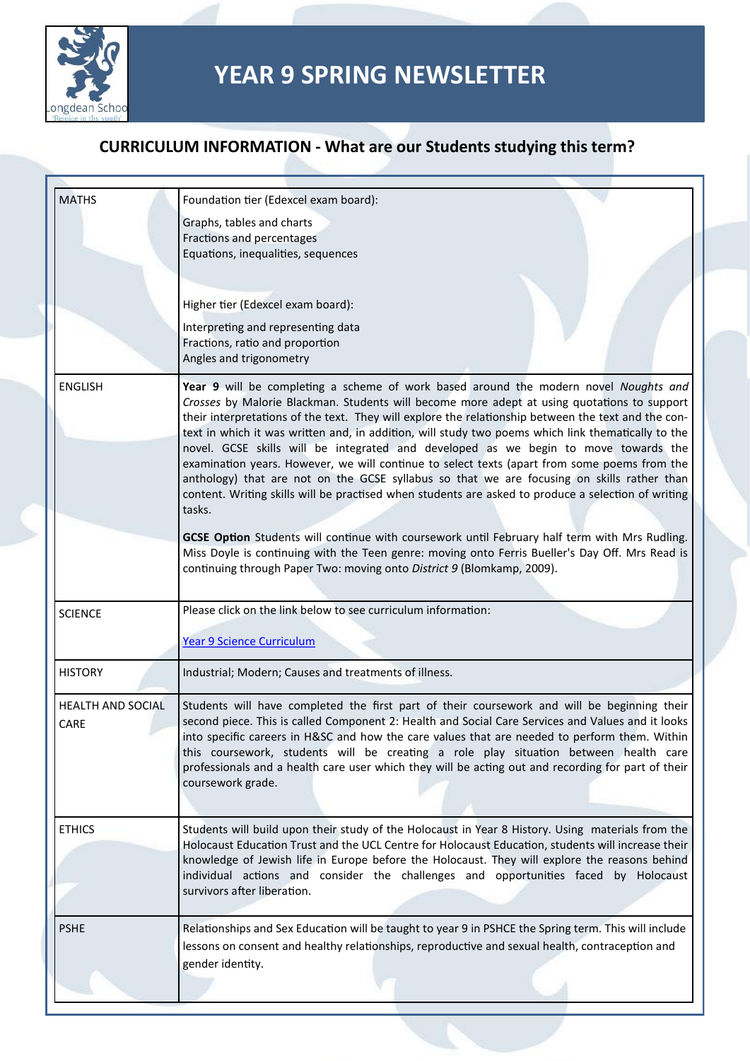// Year 9 spring newsletter: subjects table
# YEAR 9 SPRING NEWSLETTER

## CURRICULUM INFORMATION - What are our Students studying this term?

| | |
|---|---|
| MATHS | Foundation tier (Edexcel exam board):<br><br>Graphs, tables and charts<br>Fractions and percentages<br>Equations, inequalities, sequences<br><br>Higher tier (Edexcel exam board):<br><br>Interpreting and representing data<br>Fractions, ratio and proportion<br>Angles and trigonometry |
| ENGLISH | **Year 9** will be completing a scheme of work based around the modern novel *Noughts and Crosses* by Malorie Blackman. Students will become more adept at using quotations to support their interpretations of the text. They will explore the relationship between the text and the context in which it was written and, in addition, will study two poems which link thematically to the novel. GCSE skills will be integrated and developed as we begin to move towards the examination years. However, we will continue to select texts (apart from some poems from the anthology) that are not on the GCSE syllabus so that we are focusing on skills rather than content. Writing skills will be practised when students are asked to produce a selection of writing tasks.<br><br>**GCSE Option** Students will continue with coursework until February half term with Mrs Rudling. Miss Doyle is continuing with the Teen genre: moving onto Ferris Bueller's Day Off. Mrs Read is continuing through Paper Two: moving onto *District 9* (Blomkamp, 2009). |
| SCIENCE | Please click on the link below to see curriculum information:<br><br>Year 9 Science Curriculum |
| HISTORY | Industrial; Modern; Causes and treatments of illness. |
| HEALTH AND SOCIAL CARE | Students will have completed the first part of their coursework and will be beginning their second piece. This is called Component 2: Health and Social Care Services and Values and it looks into specific careers in H&SC and how the care values that are needed to perform them. Within this coursework, students will be creating a role play situation between health care professionals and a health care user which they will be acting out and recording for part of their coursework grade. |
| ETHICS | Students will build upon their study of the Holocaust in Year 8 History. Using materials from the Holocaust Education Trust and the UCL Centre for Holocaust Education, students will increase their knowledge of Jewish life in Europe before the Holocaust. They will explore the reasons behind individual actions and consider the challenges and opportunities faced by Holocaust survivors after liberation. |
| PSHE | Relationships and Sex Education will be taught to year 9 in PSHCE the Spring term. This will include lessons on consent and healthy relationships, reproductive and sexual health, contraception and gender identity. |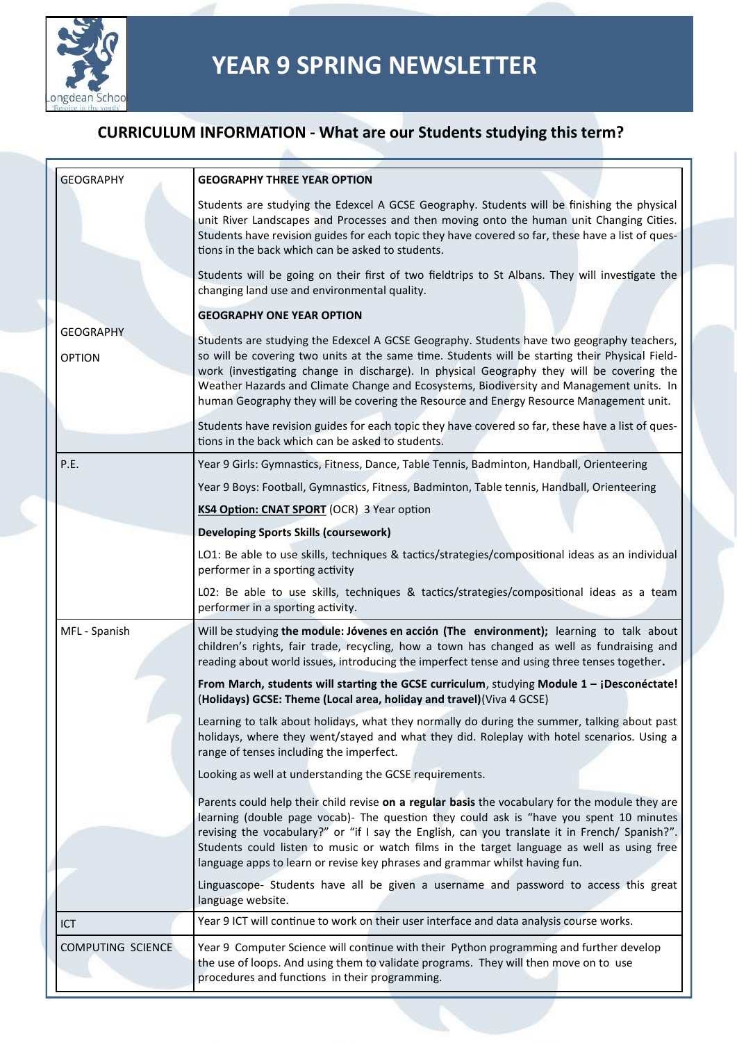# YEAR 9 SPRING NEWSLETTER

## CURRICULUM INFORMATION - What are our Students studying this term?

| | |
|---|---|
| GEOGRAPHY | **GEOGRAPHY THREE YEAR OPTION**<br><br>Students are studying the Edexcel A GCSE Geography. Students will be finishing the physical unit River Landscapes and Processes and then moving onto the human unit Changing Cities. Students have revision guides for each topic they have covered so far, these have a list of questions in the back which can be asked to students.<br><br>Students will be going on their first of two fieldtrips to St Albans. They will investigate the changing land use and environmental quality. |
| GEOGRAPHY OPTION | **GEOGRAPHY ONE YEAR OPTION**<br><br>Students are studying the Edexcel A GCSE Geography. Students have two geography teachers, so will be covering two units at the same time. Students will be starting their Physical Fieldwork (investigating change in discharge). In physical Geography they will be covering the Weather Hazards and Climate Change and Ecosystems, Biodiversity and Management units. In human Geography they will be covering the Resource and Energy Resource Management unit.<br><br>Students have revision guides for each topic they have covered so far, these have a list of questions in the back which can be asked to students. |
| P.E. | Year 9 Girls: Gymnastics, Fitness, Dance, Table Tennis, Badminton, Handball, Orienteering<br><br>Year 9 Boys: Football, Gymnastics, Fitness, Badminton, Table tennis, Handball, Orienteering<br><br>**KS4 Option: CNAT SPORT** (OCR) 3 Year option<br><br>**Developing Sports Skills (coursework)**<br><br>LO1: Be able to use skills, techniques & tactics/strategies/compositional ideas as an individual performer in a sporting activity<br><br>L02: Be able to use skills, techniques & tactics/strategies/compositional ideas as a team performer in a sporting activity. |
| MFL - Spanish | Will be studying **the module: Jóvenes en acción (The environment);** learning to talk about children's rights, fair trade, recycling, how a town has changed as well as fundraising and reading about world issues, introducing the imperfect tense and using three tenses together**.**<br><br>**From March, students will starting the GCSE curriculum**, studying **Module 1 – ¡Desconéctate! (Holidays) GCSE: Theme (Local area, holiday and travel)**(Viva 4 GCSE)<br><br>Learning to talk about holidays, what they normally do during the summer, talking about past holidays, where they went/stayed and what they did. Roleplay with hotel scenarios. Using a range of tenses including the imperfect.<br><br>Looking as well at understanding the GCSE requirements.<br><br>Parents could help their child revise **on a regular basis** the vocabulary for the module they are learning (double page vocab)- The question they could ask is "have you spent 10 minutes revising the vocabulary?" or "if I say the English, can you translate it in French/ Spanish?". Students could listen to music or watch films in the target language as well as using free language apps to learn or revise key phrases and grammar whilst having fun.<br><br>Linguascope- Students have all be given a username and password to access this great language website. |
| ICT | Year 9 ICT will continue to work on their user interface and data analysis course works. |
| COMPUTING SCIENCE | Year 9 Computer Science will continue with their Python programming and further develop the use of loops. And using them to validate programs. They will then move on to use procedures and functions in their programming. |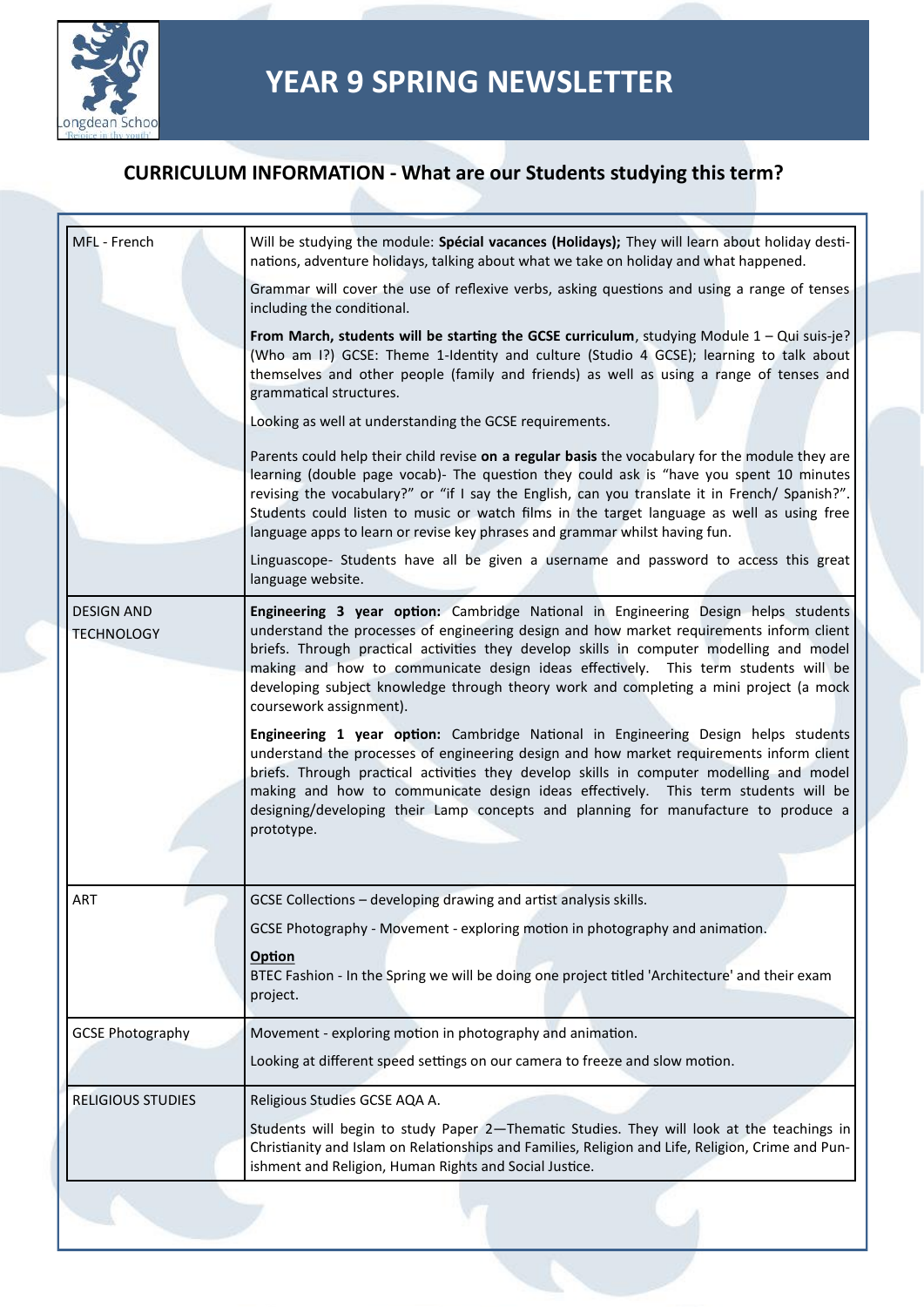# YEAR 9 SPRING NEWSLETTER

## CURRICULUM INFORMATION - What are our Students studying this term?

| | |
|---|---|
| MFL - French | Will be studying the module: **Spécial vacances (Holidays);** They will learn about holiday destinations, adventure holidays, talking about what we take on holiday and what happened.<br><br>Grammar will cover the use of reflexive verbs, asking questions and using a range of tenses including the conditional.<br><br>**From March, students will be starting the GCSE curriculum**, studying Module 1 – Qui suis-je? (Who am I?) GCSE: Theme 1-Identity and culture (Studio 4 GCSE); learning to talk about themselves and other people (family and friends) as well as using a range of tenses and grammatical structures.<br><br>Looking as well at understanding the GCSE requirements.<br><br>Parents could help their child revise **on a regular basis** the vocabulary for the module they are learning (double page vocab)- The question they could ask is "have you spent 10 minutes revising the vocabulary?" or "if I say the English, can you translate it in French/ Spanish?". Students could listen to music or watch films in the target language as well as using free language apps to learn or revise key phrases and grammar whilst having fun.<br><br>Linguascope- Students have all be given a username and password to access this great language website. |
| DESIGN AND TECHNOLOGY | **Engineering 3 year option:** Cambridge National in Engineering Design helps students understand the processes of engineering design and how market requirements inform client briefs. Through practical activities they develop skills in computer modelling and model making and how to communicate design ideas effectively. This term students will be developing subject knowledge through theory work and completing a mini project (a mock coursework assignment).<br><br>**Engineering 1 year option:** Cambridge National in Engineering Design helps students understand the processes of engineering design and how market requirements inform client briefs. Through practical activities they develop skills in computer modelling and model making and how to communicate design ideas effectively. This term students will be designing/developing their Lamp concepts and planning for manufacture to produce a prototype. |
| ART | GCSE Collections – developing drawing and artist analysis skills.<br><br>GCSE Photography - Movement - exploring motion in photography and animation.<br><br>**Option**<br>BTEC Fashion - In the Spring we will be doing one project titled 'Architecture' and their exam project. |
| GCSE Photography | Movement - exploring motion in photography and animation.<br><br>Looking at different speed settings on our camera to freeze and slow motion. |
| RELIGIOUS STUDIES | Religious Studies GCSE AQA A.<br><br>Students will begin to study Paper 2—Thematic Studies. They will look at the teachings in Christianity and Islam on Relationships and Families, Religion and Life, Religion, Crime and Punishment and Religion, Human Rights and Social Justice. |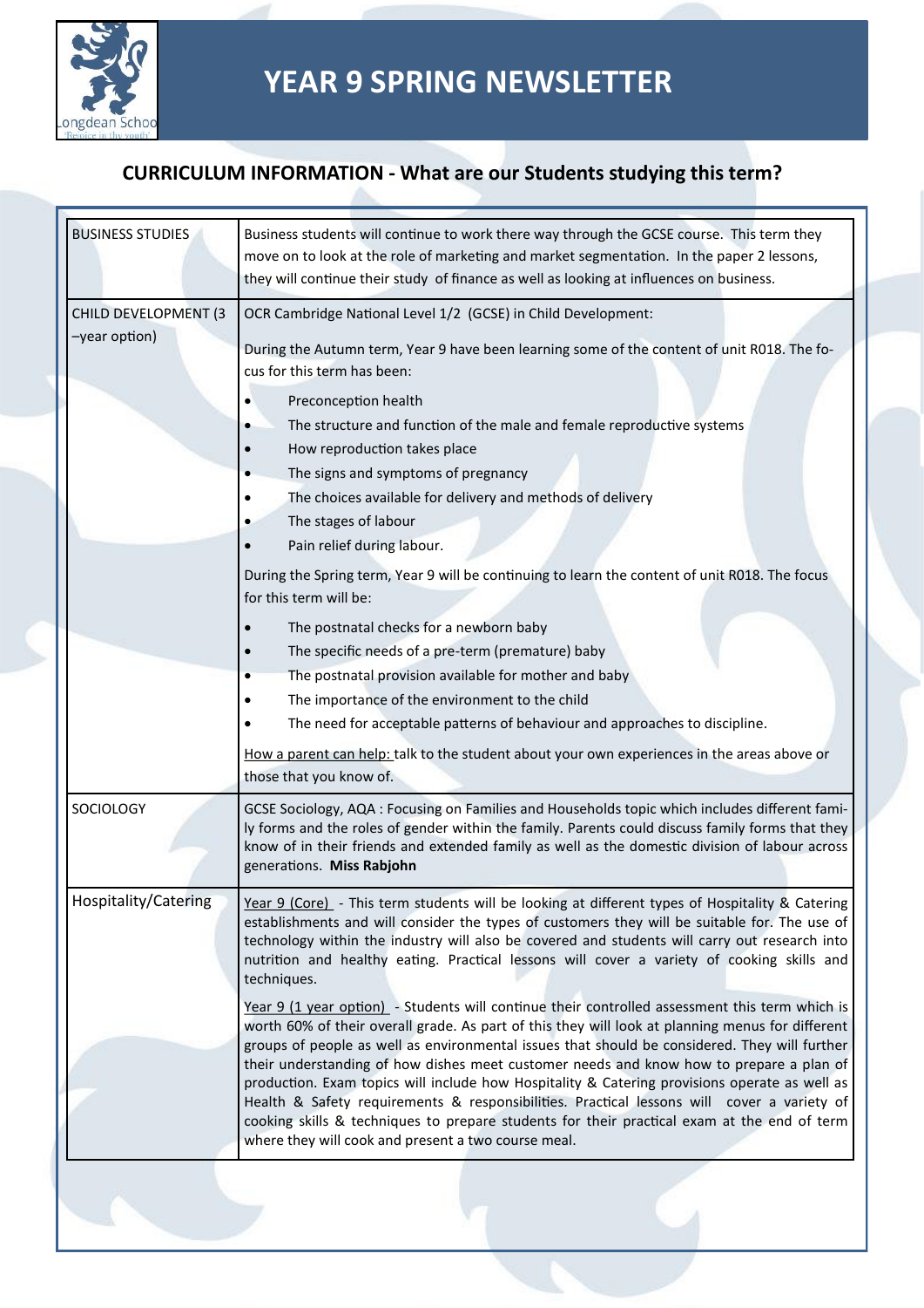# YEAR 9 SPRING NEWSLETTER

## CURRICULUM INFORMATION - What are our Students studying this term?

| | |
|---|---|
| BUSINESS STUDIES | Business students will continue to work there way through the GCSE course. This term they move on to look at the role of marketing and market segmentation. In the paper 2 lessons, they will continue their study of finance as well as looking at influences on business. |
| CHILD DEVELOPMENT (3 –year option) | OCR Cambridge National Level 1/2 (GCSE) in Child Development:<br><br>During the Autumn term, Year 9 have been learning some of the content of unit R018. The focus for this term has been:<br><br>• Preconception health<br>• The structure and function of the male and female reproductive systems<br>• How reproduction takes place<br>• The signs and symptoms of pregnancy<br>• The choices available for delivery and methods of delivery<br>• The stages of labour<br>• Pain relief during labour.<br><br>During the Spring term, Year 9 will be continuing to learn the content of unit R018. The focus for this term will be:<br><br>• The postnatal checks for a newborn baby<br>• The specific needs of a pre-term (premature) baby<br>• The postnatal provision available for mother and baby<br>• The importance of the environment to the child<br>• The need for acceptable patterns of behaviour and approaches to discipline.<br><br><u>How a parent can help:</u> talk to the student about your own experiences in the areas above or those that you know of. |
| SOCIOLOGY | GCSE Sociology, AQA : Focusing on Families and Households topic which includes different family forms and the roles of gender within the family. Parents could discuss family forms that they know of in their friends and extended family as well as the domestic division of labour across generations. **Miss Rabjohn** |
| Hospitality/Catering | <u>Year 9 (Core)</u> - This term students will be looking at different types of Hospitality & Catering establishments and will consider the types of customers they will be suitable for. The use of technology within the industry will also be covered and students will carry out research into nutrition and healthy eating. Practical lessons will cover a variety of cooking skills and techniques.<br><br><u>Year 9 (1 year option)</u> - Students will continue their controlled assessment this term which is worth 60% of their overall grade. As part of this they will look at planning menus for different groups of people as well as environmental issues that should be considered. They will further their understanding of how dishes meet customer needs and know how to prepare a plan of production. Exam topics will include how Hospitality & Catering provisions operate as well as Health & Safety requirements & responsibilities. Practical lessons will cover a variety of cooking skills & techniques to prepare students for their practical exam at the end of term where they will cook and present a two course meal. |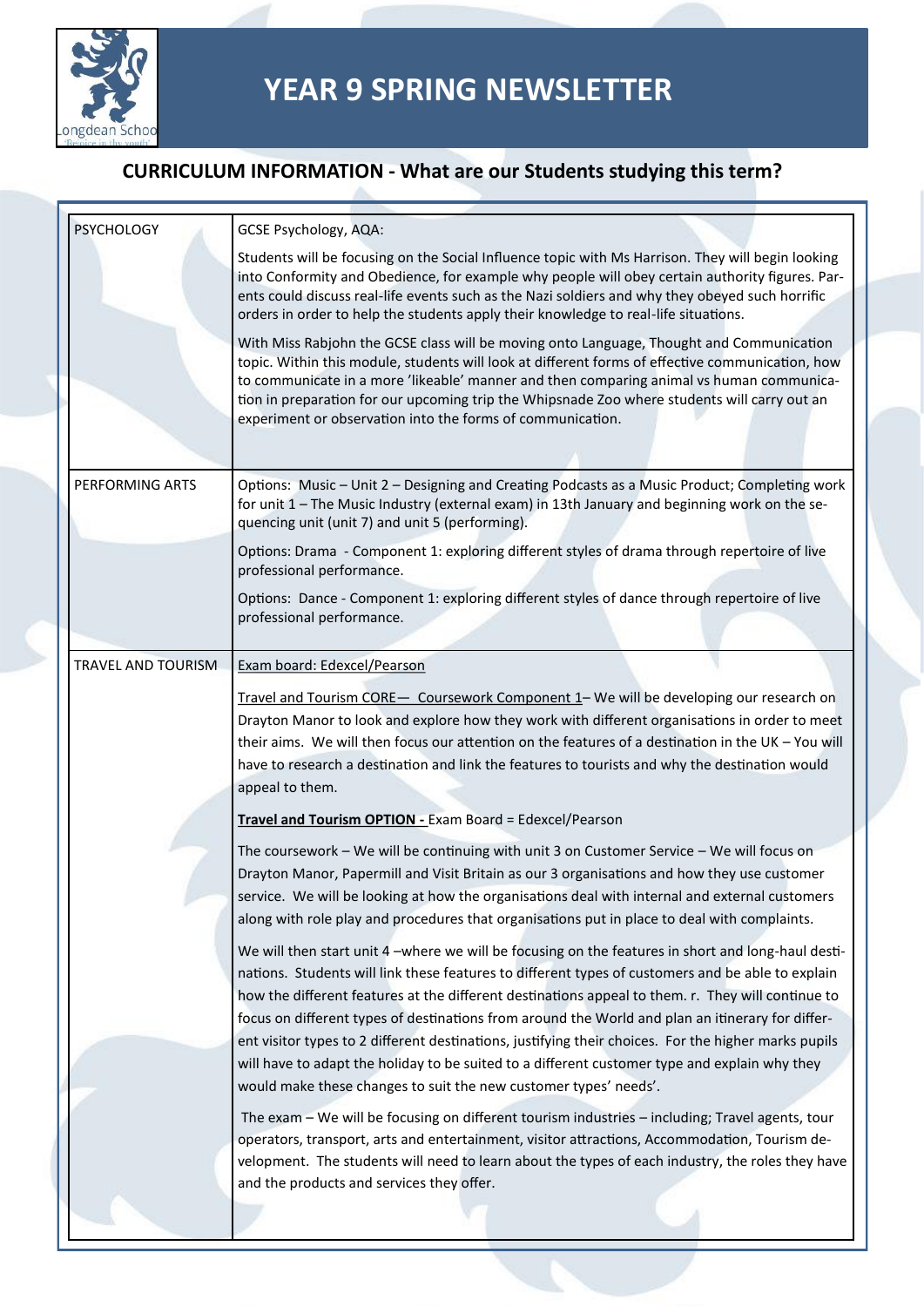# YEAR 9 SPRING NEWSLETTER

## CURRICULUM INFORMATION - What are our Students studying this term?

| | |
|---|---|
| PSYCHOLOGY | GCSE Psychology, AQA: <br><br> Students will be focusing on the Social Influence topic with Ms Harrison. They will begin looking into Conformity and Obedience, for example why people will obey certain authority figures. Parents could discuss real-life events such as the Nazi soldiers and why they obeyed such horrific orders in order to help the students apply their knowledge to real-life situations. <br><br> With Miss Rabjohn the GCSE class will be moving onto Language, Thought and Communication topic. Within this module, students will look at different forms of effective communication, how to communicate in a more 'likeable' manner and then comparing animal vs human communication in preparation for our upcoming trip the Whipsnade Zoo where students will carry out an experiment or observation into the forms of communication. |
| PERFORMING ARTS | Options: Music – Unit 2 – Designing and Creating Podcasts as a Music Product; Completing work for unit 1 – The Music Industry (external exam) in 13th January and beginning work on the sequencing unit (unit 7) and unit 5 (performing). <br><br> Options: Drama - Component 1: exploring different styles of drama through repertoire of live professional performance. <br><br> Options: Dance - Component 1: exploring different styles of dance through repertoire of live professional performance. |
| TRAVEL AND TOURISM | Exam board: Edexcel/Pearson <br><br> Travel and Tourism CORE— Coursework Component 1– We will be developing our research on Drayton Manor to look and explore how they work with different organisations in order to meet their aims. We will then focus our attention on the features of a destination in the UK – You will have to research a destination and link the features to tourists and why the destination would appeal to them. <br><br> **Travel and Tourism OPTION -** Exam Board = Edexcel/Pearson <br><br> The coursework – We will be continuing with unit 3 on Customer Service – We will focus on Drayton Manor, Papermill and Visit Britain as our 3 organisations and how they use customer service. We will be looking at how the organisations deal with internal and external customers along with role play and procedures that organisations put in place to deal with complaints. <br><br> We will then start unit 4 –where we will be focusing on the features in short and long-haul destinations. Students will link these features to different types of customers and be able to explain how the different features at the different destinations appeal to them. r. They will continue to focus on different types of destinations from around the World and plan an itinerary for different visitor types to 2 different destinations, justifying their choices. For the higher marks pupils will have to adapt the holiday to be suited to a different customer type and explain why they would make these changes to suit the new customer types' needs'. <br><br> The exam – We will be focusing on different tourism industries – including; Travel agents, tour operators, transport, arts and entertainment, visitor attractions, Accommodation, Tourism development. The students will need to learn about the types of each industry, the roles they have and the products and services they offer. |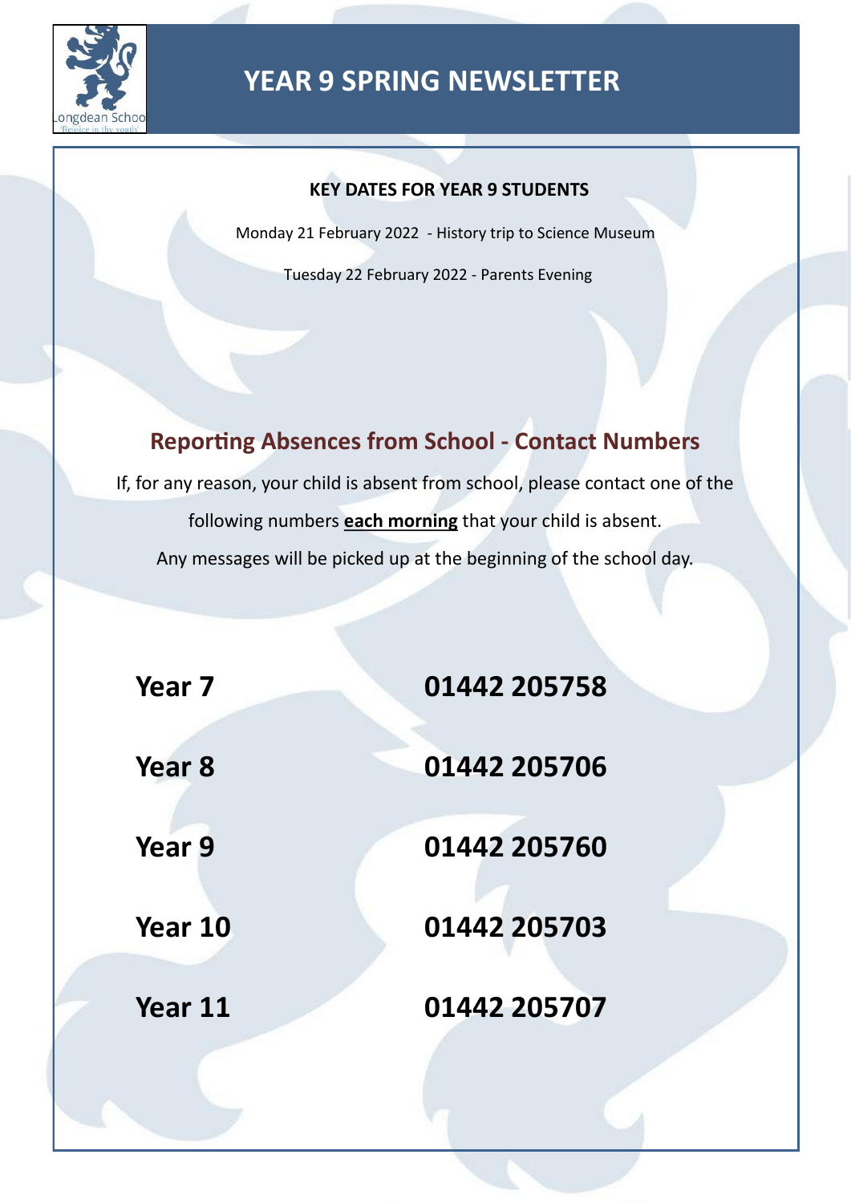# YEAR 9 SPRING NEWSLETTER

**KEY DATES FOR YEAR 9 STUDENTS**

Monday 21 February 2022 - History trip to Science Museum

Tuesday 22 February 2022 - Parents Evening

## Reporting Absences from School - Contact Numbers

If, for any reason, your child is absent from school, please contact one of the following numbers **each morning** that your child is absent.

Any messages will be picked up at the beginning of the school day.

| | |
|---|---|
| **Year 7** | **01442 205758** |
| **Year 8** | **01442 205706** |
| **Year 9** | **01442 205760** |
| **Year 10** | **01442 205703** |
| **Year 11** | **01442 205707** |